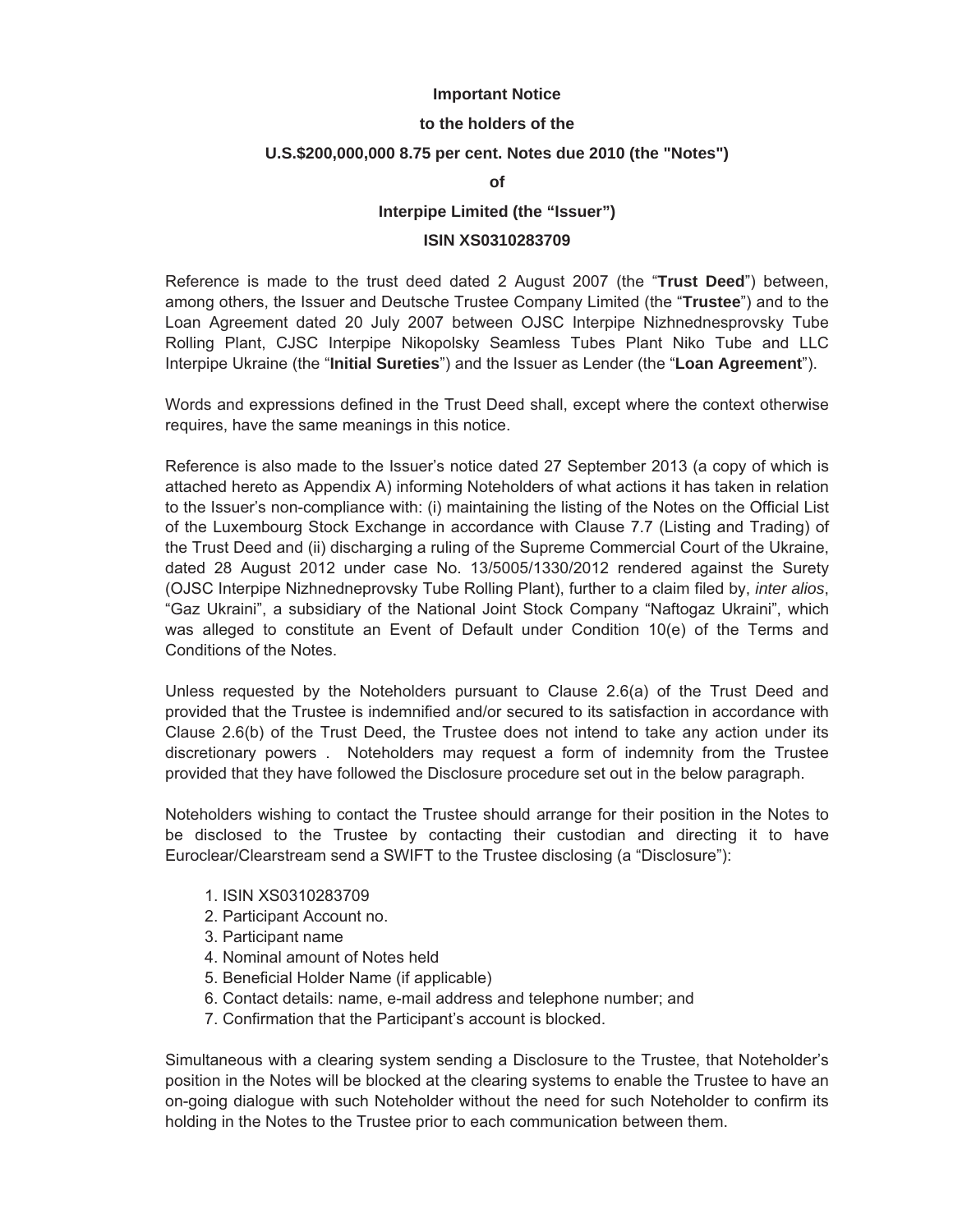**Important Notice**

**to the holders of the**

**U.S.$200,000,000 8.75 per cent. Notes due 2010 (the "Notes")**

**of**

**Interpipe Limited (the "Issuer")**

**ISIN XS0310283709**

Reference is made to the trust deed dated 2 August 2007 (the "**Trust Deed**") between, among others, the Issuer and Deutsche Trustee Company Limited (the "**Trustee**") and to the Loan Agreement dated 20 July 2007 between OJSC Interpipe Nizhnednesprovsky Tube Rolling Plant, CJSC Interpipe Nikopolsky Seamless Tubes Plant Niko Tube and LLC Interpipe Ukraine (the "**Initial Sureties**") and the Issuer as Lender (the "**Loan Agreement**").

Words and expressions defined in the Trust Deed shall, except where the context otherwise requires, have the same meanings in this notice.

Reference is also made to the Issuer's notice dated 27 September 2013 (a copy of which is attached hereto as Appendix A) informing Noteholders of what actions it has taken in relation to the Issuer's non-compliance with: (i) maintaining the listing of the Notes on the Official List of the Luxembourg Stock Exchange in accordance with Clause 7.7 (Listing and Trading) of the Trust Deed and (ii) discharging a ruling of the Supreme Commercial Court of the Ukraine, dated 28 August 2012 under case No. 13/5005/1330/2012 rendered against the Surety (OJSC Interpipe Nizhnedneprovsky Tube Rolling Plant), further to a claim filed by, *inter alios*, "Gaz Ukraini", a subsidiary of the National Joint Stock Company "Naftogaz Ukraini", which was alleged to constitute an Event of Default under Condition 10(e) of the Terms and Conditions of the Notes.

Unless requested by the Noteholders pursuant to Clause 2.6(a) of the Trust Deed and provided that the Trustee is indemnified and/or secured to its satisfaction in accordance with Clause 2.6(b) of the Trust Deed, the Trustee does not intend to take any action under its discretionary powers . Noteholders may request a form of indemnity from the Trustee provided that they have followed the Disclosure procedure set out in the below paragraph.

Noteholders wishing to contact the Trustee should arrange for their position in the Notes to be disclosed to the Trustee by contacting their custodian and directing it to have Euroclear/Clearstream send a SWIFT to the Trustee disclosing (a "Disclosure"):

1. ISIN XS0310283709
2. Participant Account no.
3. Participant name
4. Nominal amount of Notes held
5. Beneficial Holder Name (if applicable)
6. Contact details: name, e-mail address and telephone number; and
7. Confirmation that the Participant's account is blocked.

Simultaneous with a clearing system sending a Disclosure to the Trustee, that Noteholder's position in the Notes will be blocked at the clearing systems to enable the Trustee to have an on-going dialogue with such Noteholder without the need for such Noteholder to confirm its holding in the Notes to the Trustee prior to each communication between them.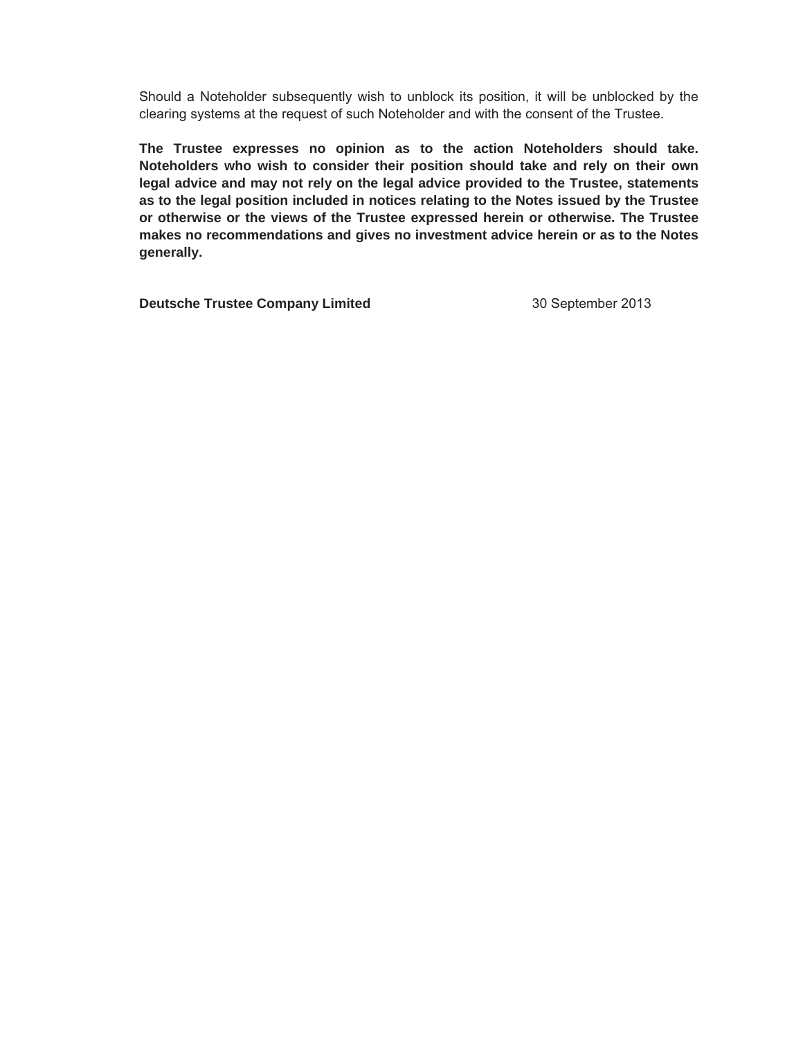Should a Noteholder subsequently wish to unblock its position, it will be unblocked by the clearing systems at the request of such Noteholder and with the consent of the Trustee.

**The Trustee expresses no opinion as to the action Noteholders should take. Noteholders who wish to consider their position should take and rely on their own legal advice and may not rely on the legal advice provided to the Trustee, statements as to the legal position included in notices relating to the Notes issued by the Trustee or otherwise or the views of the Trustee expressed herein or otherwise. The Trustee makes no recommendations and gives no investment advice herein or as to the Notes generally.**

**Deutsche Trustee Company Limited** 30 September 2013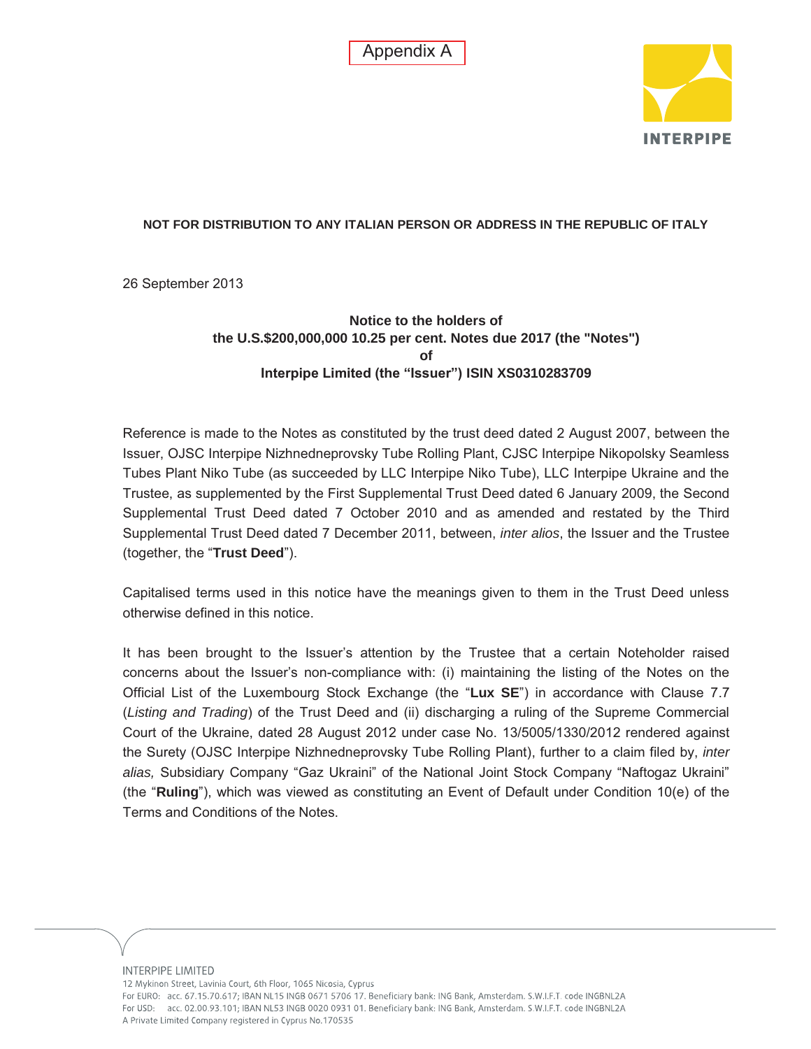Appendix A

**NOT FOR DISTRIBUTION TO ANY ITALIAN PERSON OR ADDRESS IN THE REPUBLIC OF ITALY**

26 September 2013

**Notice to the holders of**
**the U.S.$200,000,000 10.25 per cent. Notes due 2017 (the "Notes")**
**of**
**Interpipe Limited (the "Issuer") ISIN XS0310283709**

Reference is made to the Notes as constituted by the trust deed dated 2 August 2007, between the Issuer, OJSC Interpipe Nizhnedneprovsky Tube Rolling Plant, CJSC Interpipe Nikopolsky Seamless Tubes Plant Niko Tube (as succeeded by LLC Interpipe Niko Tube), LLC Interpipe Ukraine and the Trustee, as supplemented by the First Supplemental Trust Deed dated 6 January 2009, the Second Supplemental Trust Deed dated 7 October 2010 and as amended and restated by the Third Supplemental Trust Deed dated 7 December 2011, between, *inter alios*, the Issuer and the Trustee (together, the "**Trust Deed**").

Capitalised terms used in this notice have the meanings given to them in the Trust Deed unless otherwise defined in this notice.

It has been brought to the Issuer's attention by the Trustee that a certain Noteholder raised concerns about the Issuer's non-compliance with: (i) maintaining the listing of the Notes on the Official List of the Luxembourg Stock Exchange (the "**Lux SE**") in accordance with Clause 7.7 (*Listing and Trading*) of the Trust Deed and (ii) discharging a ruling of the Supreme Commercial Court of the Ukraine, dated 28 August 2012 under case No. 13/5005/1330/2012 rendered against the Surety (OJSC Interpipe Nizhnedneprovsky Tube Rolling Plant), further to a claim filed by, *inter alias,* Subsidiary Company "Gaz Ukraini" of the National Joint Stock Company "Naftogaz Ukraini" (the "**Ruling**"), which was viewed as constituting an Event of Default under Condition 10(e) of the Terms and Conditions of the Notes.

INTERPIPE LIMITED
12 Mykinon Street, Lavinia Court, 6th Floor, 1065 Nicosia, Cyprus
For EURO: acc. 67.15.70.617; IBAN NL15 INGB 0671 5706 17. Beneficiary bank: ING Bank, Amsterdam. S.W.I.F.T. code INGBNL2A
For USD: acc. 02.00.93.101; IBAN NL53 INGB 0020 0931 01. Beneficiary bank: ING Bank, Amsterdam. S.W.I.F.T. code INGBNL2A
A Private Limited Company registered in Cyprus No.170535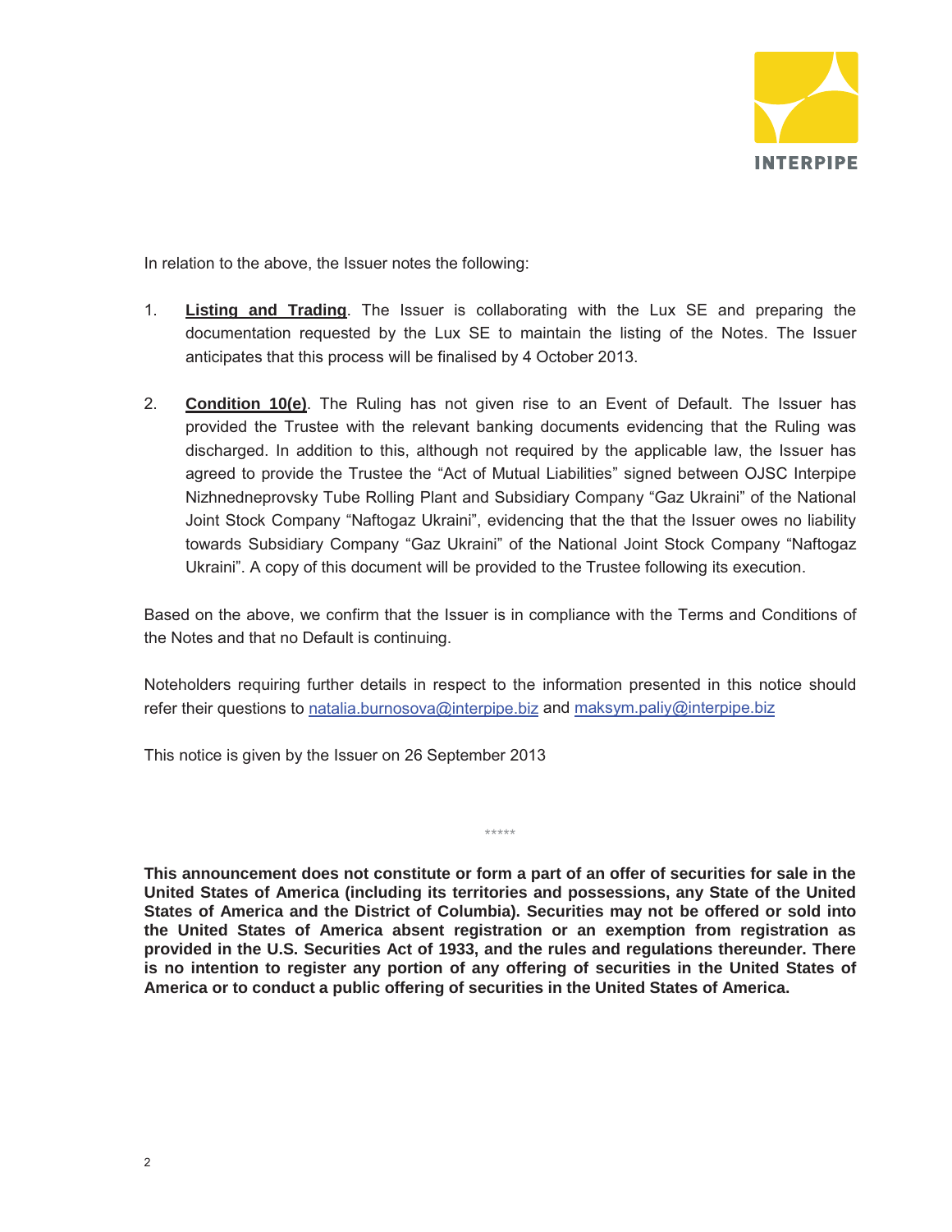In relation to the above, the Issuer notes the following:

1. **Listing and Trading**. The Issuer is collaborating with the Lux SE and preparing the documentation requested by the Lux SE to maintain the listing of the Notes. The Issuer anticipates that this process will be finalised by 4 October 2013.

2. **Condition 10(e)**. The Ruling has not given rise to an Event of Default. The Issuer has provided the Trustee with the relevant banking documents evidencing that the Ruling was discharged. In addition to this, although not required by the applicable law, the Issuer has agreed to provide the Trustee the "Act of Mutual Liabilities" signed between OJSC Interpipe Nizhnedneprovsky Tube Rolling Plant and Subsidiary Company "Gaz Ukraini" of the National Joint Stock Company "Naftogaz Ukraini", evidencing that the that the Issuer owes no liability towards Subsidiary Company "Gaz Ukraini" of the National Joint Stock Company "Naftogaz Ukraini". A copy of this document will be provided to the Trustee following its execution.

Based on the above, we confirm that the Issuer is in compliance with the Terms and Conditions of the Notes and that no Default is continuing.

Noteholders requiring further details in respect to the information presented in this notice should refer their questions to natalia.burnosova@interpipe.biz and maksym.paliy@interpipe.biz

This notice is given by the Issuer on 26 September 2013

*****

**This announcement does not constitute or form a part of an offer of securities for sale in the United States of America (including its territories and possessions, any State of the United States of America and the District of Columbia). Securities may not be offered or sold into the United States of America absent registration or an exemption from registration as provided in the U.S. Securities Act of 1933, and the rules and regulations thereunder. There is no intention to register any portion of any offering of securities in the United States of America or to conduct a public offering of securities in the United States of America.**